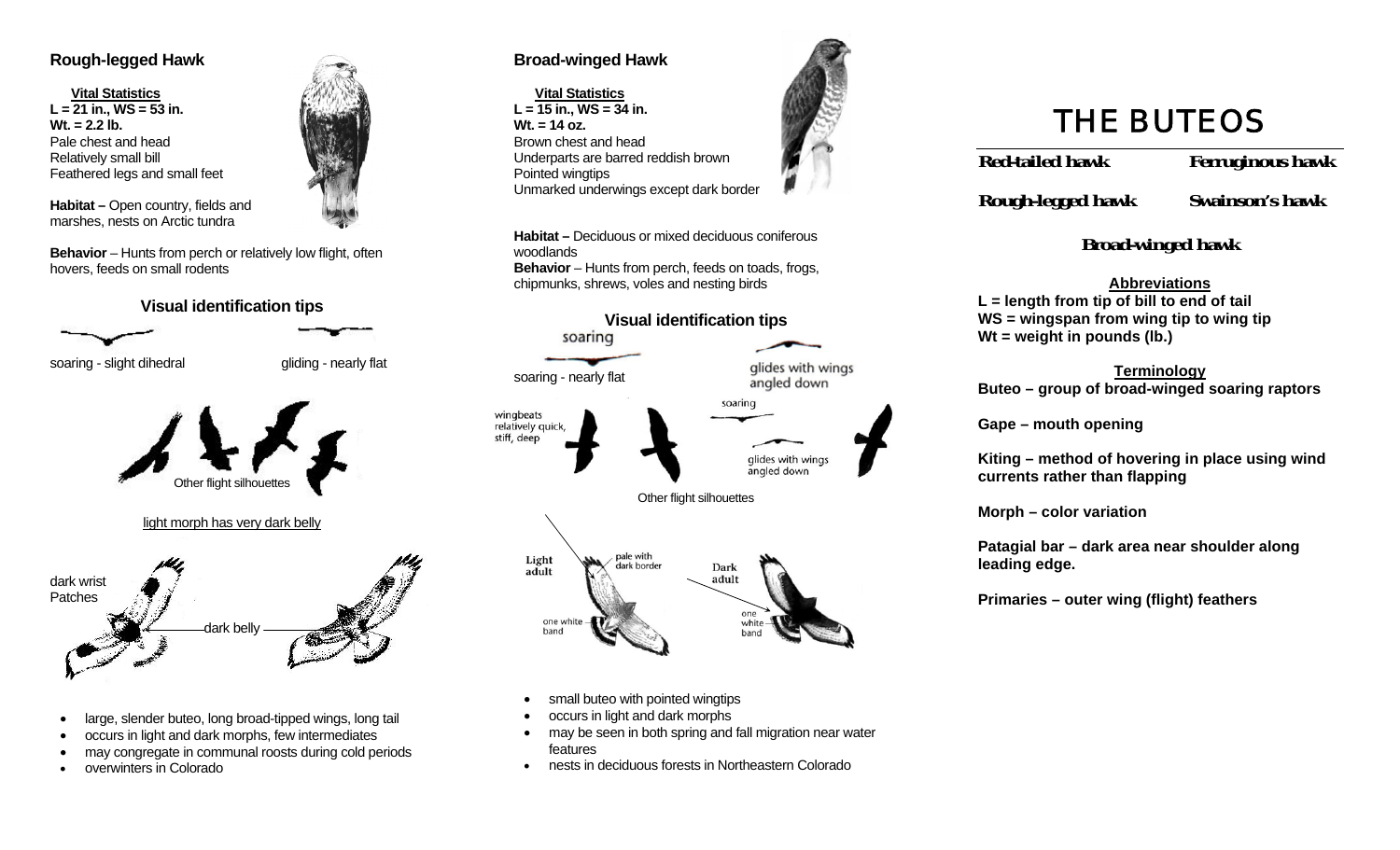## Rough-legged Hawk

**Vital Statistics**
**L = 21 in., WS = 53 in.**
**Wt. = 2.2 lb.**
Pale chest and head
Relatively small bill
Feathered legs and small feet

**Habitat –** Open country, fields and marshes, nests on Arctic tundra

**Behavior** – Hunts from perch or relatively low flight, often hovers, feeds on small rodents

### Visual identification tips

soaring - slight dihedral

gliding - nearly flat

Other flight silhouettes

light morph has very dark belly

dark wrist Patches

dark belly

- large, slender buteo, long broad-tipped wings, long tail
- occurs in light and dark morphs, few intermediates
- may congregate in communal roosts during cold periods
- overwinters in Colorado

## Broad-winged Hawk

**Vital Statistics**
**L = 15 in., WS = 34 in.**
**Wt. = 14 oz.**
Brown chest and head
Underparts are barred reddish brown
Pointed wingtips
Unmarked underwings except dark border

**Habitat –** Deciduous or mixed deciduous coniferous woodlands
**Behavior** – Hunts from perch, feeds on toads, frogs, chipmunks, shrews, voles and nesting birds

### Visual identification tips

soaring

soaring - nearly flat

glides with wings angled down

wingbeats relatively quick, stiff, deep

soaring

glides with wings angled down

Other flight silhouettes

Light adult

pale with dark border

one white band

Dark adult

one white band

- small buteo with pointed wingtips
- occurs in light and dark morphs
- may be seen in both spring and fall migration near water features
- nests in deciduous forests in Northeastern Colorado

# THE BUTEOS

**Red-tailed hawk** | **Ferruginous hawk**

**Rough-legged hawk** | **Swainson's hawk**

**Broad-winged hawk**

**Abbreviations**
**L = length from tip of bill to end of tail**
**WS = wingspan from wing tip to wing tip**
**Wt = weight in pounds (lb.)**

**Terminology**
**Buteo – group of broad-winged soaring raptors**

**Gape – mouth opening**

**Kiting – method of hovering in place using wind currents rather than flapping**

**Morph – color variation**

**Patagial bar – dark area near shoulder along leading edge.**

**Primaries – outer wing (flight) feathers**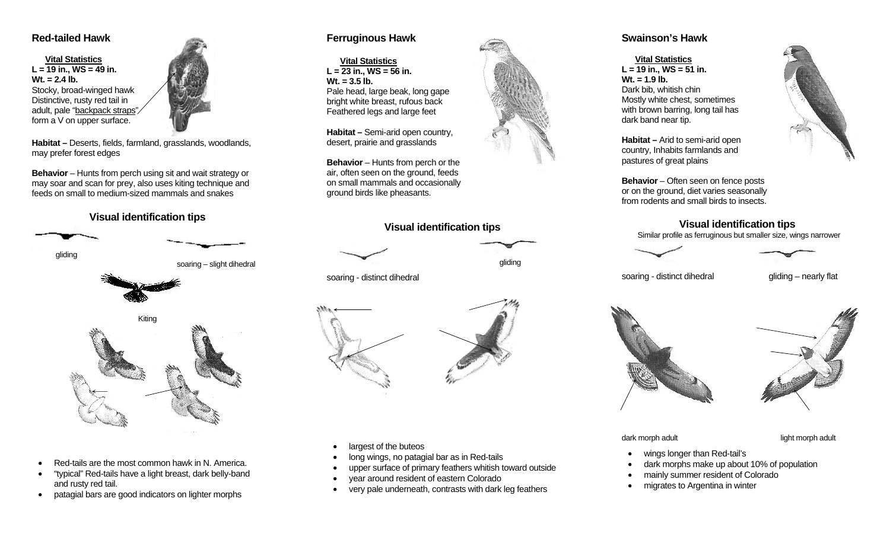## Red-tailed Hawk

**Vital Statistics**

**L = 19 in., WS = 49 in.**
**Wt. = 2.4 lb.**

Stocky, broad-winged hawk
Distinctive, rusty red tail in adult, pale "backpack straps" form a V on upper surface.

**Habitat –** Deserts, fields, farmland, grasslands, woodlands, may prefer forest edges

**Behavior** – Hunts from perch using sit and wait strategy or may soar and scan for prey, also uses kiting technique and feeds on small to medium-sized mammals and snakes

### Visual identification tips

gliding

soaring – slight dihedral

Kiting

- Red-tails are the most common hawk in N. America.
- "typical" Red-tails have a light breast, dark belly-band and rusty red tail.
- patagial bars are good indicators on lighter morphs

## Ferruginous Hawk

**Vital Statistics**

**L = 23 in., WS = 56 in.**
**Wt. = 3.5 lb.**

Pale head, large beak, long gape
bright white breast, rufous back
Feathered legs and large feet

**Habitat –** Semi-arid open country, desert, prairie and grasslands

**Behavior** – Hunts from perch or the air, often seen on the ground, feeds on small mammals and occasionally ground birds like pheasants.

### Visual identification tips

soaring - distinct dihedral

gliding

- largest of the buteos
- long wings, no patagial bar as in Red-tails
- upper surface of primary feathers whitish toward outside
- year around resident of eastern Colorado
- very pale underneath, contrasts with dark leg feathers

## Swainson's Hawk

**Vital Statistics**

**L = 19 in., WS = 51 in.**
**Wt. = 1.9 lb.**

Dark bib, whitish chin
Mostly white chest, sometimes with brown barring, long tail has dark band near tip.

**Habitat –** Arid to semi-arid open country, Inhabits farmlands and pastures of great plains

**Behavior** – Often seen on fence posts or on the ground, diet varies seasonally from rodents and small birds to insects.

### Visual identification tips

Similar profile as ferruginous but smaller size, wings narrower

soaring - distinct dihedral

gliding – nearly flat

dark morph adult

light morph adult

- wings longer than Red-tail's
- dark morphs make up about 10% of population
- mainly summer resident of Colorado
- migrates to Argentina in winter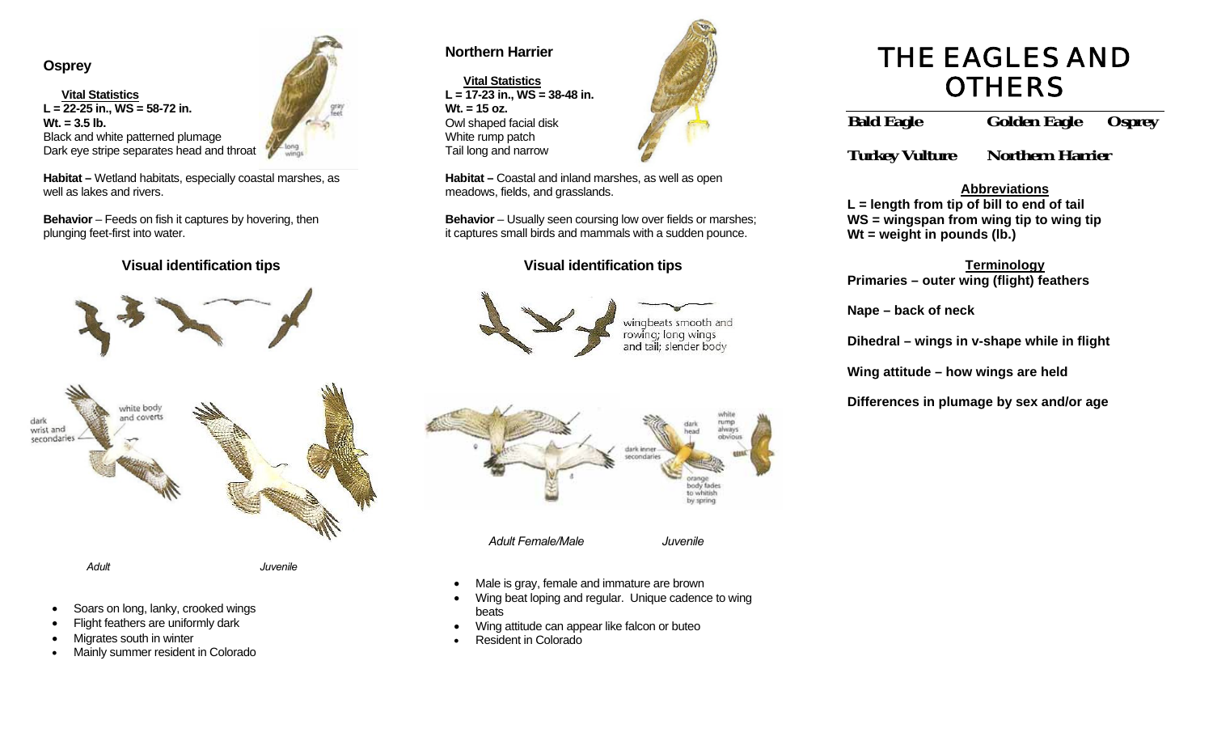## Osprey

**Vital Statistics**
**L = 22-25 in., WS = 58-72 in.**
**Wt. = 3.5 lb.**
Black and white patterned plumage
Dark eye stripe separates head and throat

**Habitat –** Wetland habitats, especially coastal marshes, as well as lakes and rivers.

**Behavior** – Feeds on fish it captures by hovering, then plunging feet-first into water.

### Visual identification tips

*Adult* *Juvenile*

- Soars on long, lanky, crooked wings
- Flight feathers are uniformly dark
- Migrates south in winter
- Mainly summer resident in Colorado

## Northern Harrier

**Vital Statistics**
**L = 17-23 in., WS = 38-48 in.**
**Wt. = 15 oz.**
Owl shaped facial disk
White rump patch
Tail long and narrow

**Habitat –** Coastal and inland marshes, as well as open meadows, fields, and grasslands.

**Behavior** – Usually seen coursing low over fields or marshes; it captures small birds and mammals with a sudden pounce.

### Visual identification tips

*Adult Female/Male* *Juvenile*

- Male is gray, female and immature are brown
- Wing beat loping and regular. Unique cadence to wing beats
- Wing attitude can appear like falcon or buteo
- Resident in Colorado

# THE EAGLES AND OTHERS

**Bald Eagle** **Golden Eagle** **Osprey**

**Turkey Vulture** **Northern Harrier**

**Abbreviations**
**L = length from tip of bill to end of tail**
**WS = wingspan from wing tip to wing tip**
**Wt = weight in pounds (lb.)**

**Terminology**
**Primaries – outer wing (flight) feathers**

**Nape – back of neck**

**Dihedral – wings in v-shape while in flight**

**Wing attitude – how wings are held**

**Differences in plumage by sex and/or age**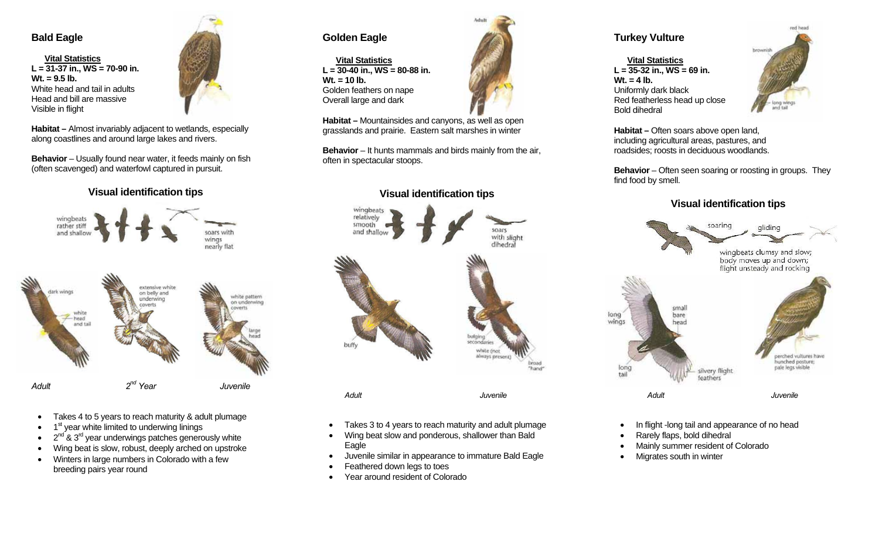## Bald Eagle

**Vital Statistics**
**L = 31-37 in., WS = 70-90 in.**
**Wt. = 9.5 lb.**
White head and tail in adults
Head and bill are massive
Visible in flight

**Habitat –** Almost invariably adjacent to wetlands, especially along coastlines and around large lakes and rivers.

**Behavior** – Usually found near water, it feeds mainly on fish (often scavenged) and waterfowl captured in pursuit.

### Visual identification tips

*Adult* *2nd Year* *Juvenile*

- Takes 4 to 5 years to reach maturity & adult plumage
- 1st year white limited to underwing linings
- 2nd & 3rd year underwings patches generously white
- Wing beat is slow, robust, deeply arched on upstroke
- Winters in large numbers in Colorado with a few breeding pairs year round

## Golden Eagle

**Vital Statistics**
**L = 30-40 in., WS = 80-88 in.**
**Wt. = 10 lb.**
Golden feathers on nape
Overall large and dark

**Habitat –** Mountainsides and canyons, as well as open grasslands and prairie. Eastern salt marshes in winter

**Behavior** – It hunts mammals and birds mainly from the air, often in spectacular stoops.

### Visual identification tips

*Adult* *Juvenile*

- Takes 3 to 4 years to reach maturity and adult plumage
- Wing beat slow and ponderous, shallower than Bald Eagle
- Juvenile similar in appearance to immature Bald Eagle
- Feathered down legs to toes
- Year around resident of Colorado

## Turkey Vulture

**Vital Statistics**
**L = 35-32 in., WS = 69 in.**
**Wt. = 4 lb.**
Uniformly dark black
Red featherless head up close
Bold dihedral

**Habitat –** Often soars above open land, including agricultural areas, pastures, and roadsides; roosts in deciduous woodlands.

**Behavior** – Often seen soaring or roosting in groups. They find food by smell.

### Visual identification tips

*Adult* *Juvenile*

- In flight -long tail and appearance of no head
- Rarely flaps, bold dihedral
- Mainly summer resident of Colorado
- Migrates south in winter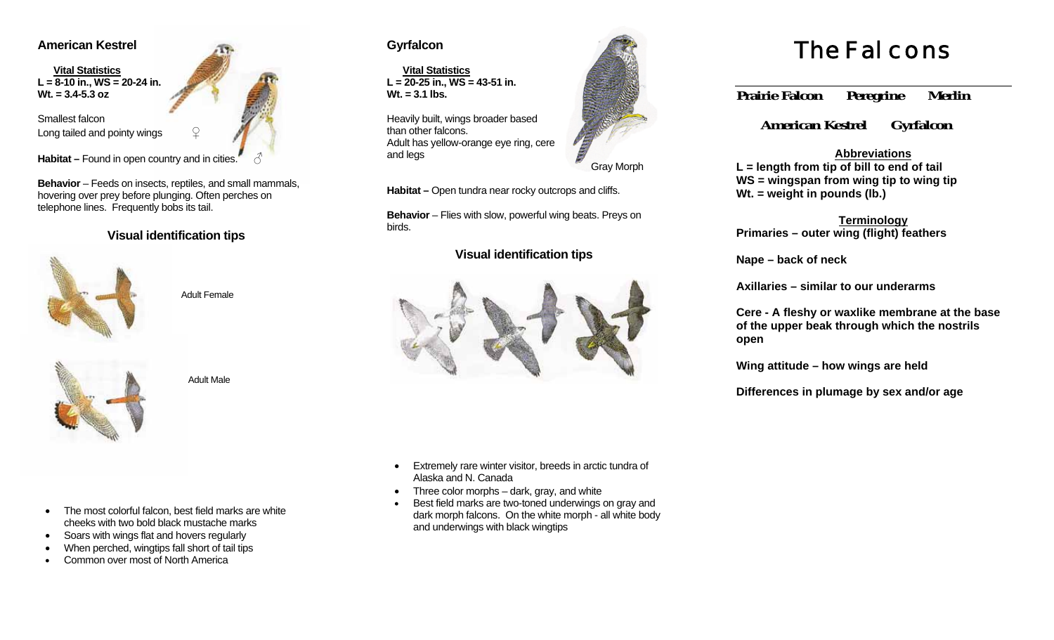## American Kestrel

**Vital Statistics**
**L = 8-10 in., WS = 20-24 in.**
**Wt. = 3.4-5.3 oz**

Smallest falcon
Long tailed and pointy wings

♀ ♂

**Habitat –** Found in open country and in cities.

**Behavior** – Feeds on insects, reptiles, and small mammals, hovering over prey before plunging. Often perches on telephone lines. Frequently bobs its tail.

### Visual identification tips

Adult Female

Adult Male

- The most colorful falcon, best field marks are white cheeks with two bold black mustache marks
- Soars with wings flat and hovers regularly
- When perched, wingtips fall short of tail tips
- Common over most of North America

## Gyrfalcon

**Vital Statistics**
**L = 20-25 in., WS = 43-51 in.**
**Wt. = 3.1 lbs.**

Heavily built, wings broader based than other falcons.
Adult has yellow-orange eye ring, cere and legs

Gray Morph

**Habitat –** Open tundra near rocky outcrops and cliffs.

**Behavior** – Flies with slow, powerful wing beats. Preys on birds.

### Visual identification tips

- Extremely rare winter visitor, breeds in arctic tundra of Alaska and N. Canada
- Three color morphs – dark, gray, and white
- Best field marks are two-toned underwings on gray and dark morph falcons. On the white morph - all white body and underwings with black wingtips

# The Falcons

**Prairie Falcon** **Peregrine** **Merlin**

**American Kestrel** **Gyrfalcon**

**Abbreviations**
**L = length from tip of bill to end of tail**
**WS = wingspan from wing tip to wing tip**
**Wt. = weight in pounds (lb.)**

**Terminology**
**Primaries – outer wing (flight) feathers**

**Nape – back of neck**

**Axillaries – similar to our underarms**

**Cere - A fleshy or waxlike membrane at the base of the upper beak through which the nostrils open**

**Wing attitude – how wings are held**

**Differences in plumage by sex and/or age**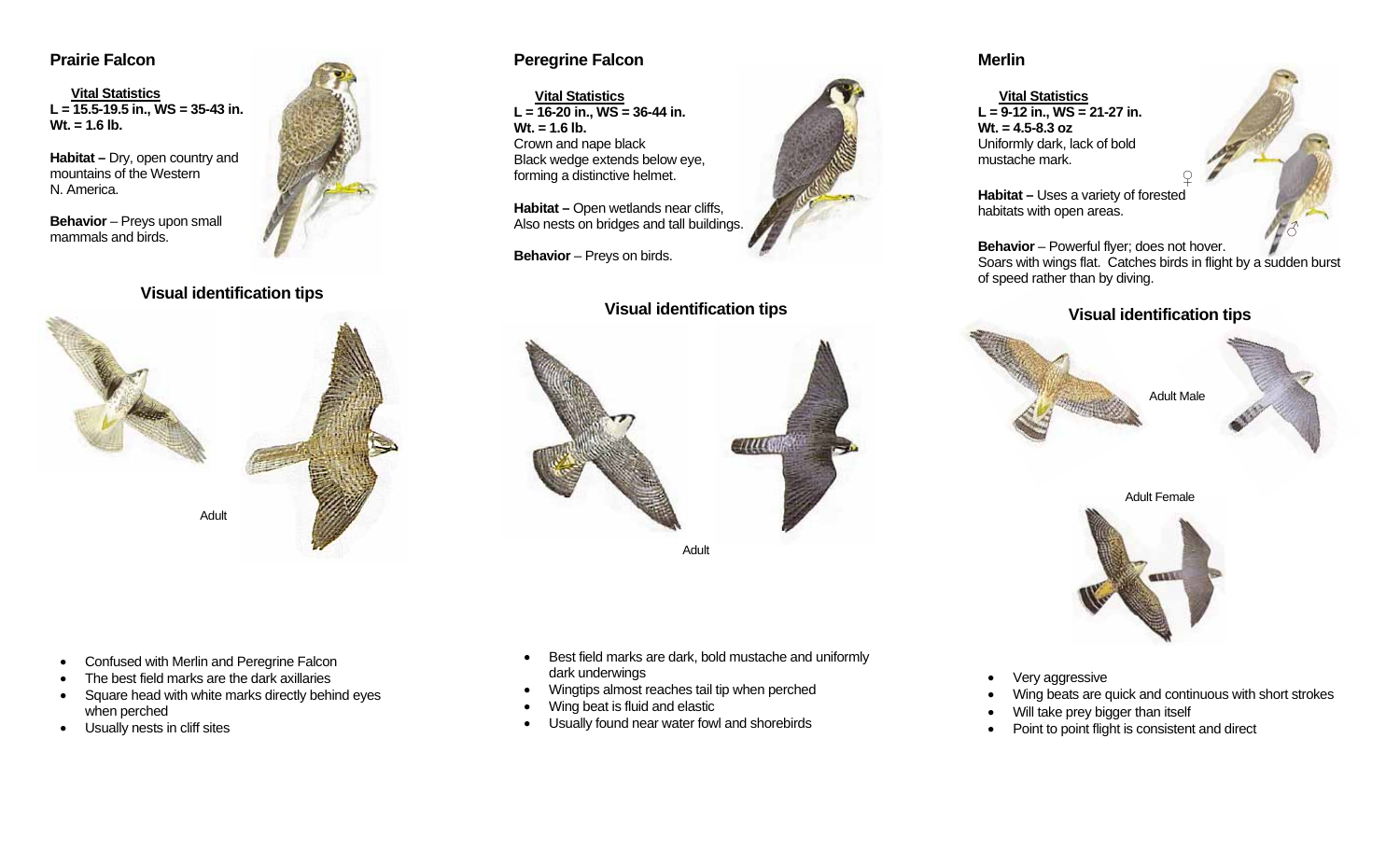## Prairie Falcon

**Vital Statistics**
**L = 15.5-19.5 in., WS = 35-43 in.**
**Wt. = 1.6 lb.**

**Habitat –** Dry, open country and mountains of the Western N. America.

**Behavior** – Preys upon small mammals and birds.

### Visual identification tips

Adult

- Confused with Merlin and Peregrine Falcon
- The best field marks are the dark axillaries
- Square head with white marks directly behind eyes when perched
- Usually nests in cliff sites

## Peregrine Falcon

**Vital Statistics**
**L = 16-20 in., WS = 36-44 in.**
**Wt. = 1.6 lb.**
Crown and nape black
Black wedge extends below eye, forming a distinctive helmet.

**Habitat –** Open wetlands near cliffs, Also nests on bridges and tall buildings.

**Behavior** – Preys on birds.

### Visual identification tips

Adult

- Best field marks are dark, bold mustache and uniformly dark underwings
- Wingtips almost reaches tail tip when perched
- Wing beat is fluid and elastic
- Usually found near water fowl and shorebirds

## Merlin

**Vital Statistics**
**L = 9-12 in., WS = 21-27 in.**
**Wt. = 4.5-8.3 oz**
Uniformly dark, lack of bold mustache mark.

♀ ♂

**Habitat –** Uses a variety of forested habitats with open areas.

**Behavior** – Powerful flyer; does not hover. Soars with wings flat. Catches birds in flight by a sudden burst of speed rather than by diving.

### Visual identification tips

Adult Male

Adult Female

- Very aggressive
- Wing beats are quick and continuous with short strokes
- Will take prey bigger than itself
- Point to point flight is consistent and direct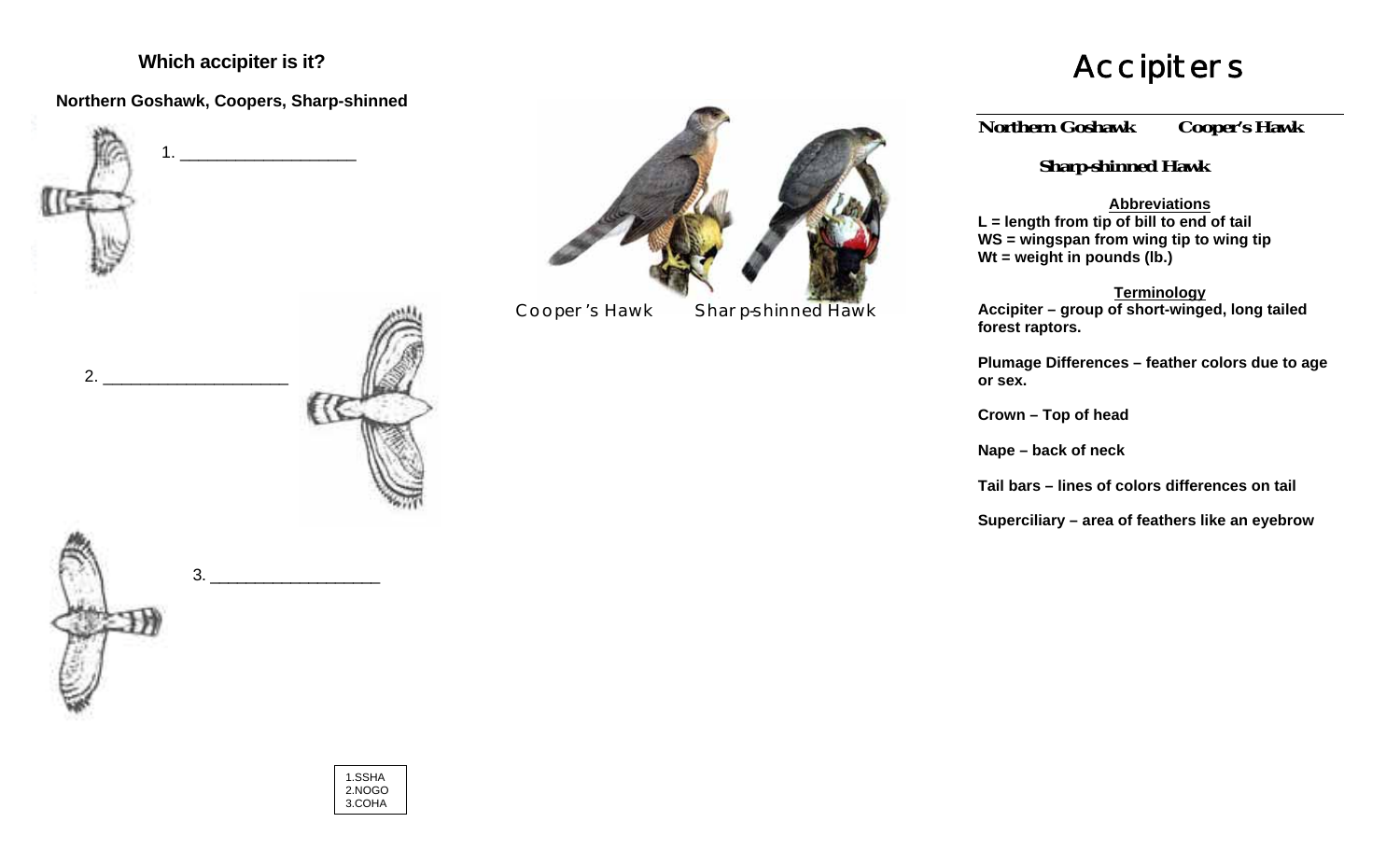### Which accipiter is it?

**Northern Goshawk, Coopers, Sharp-shinned**

1. ___________________

2. ____________________

3. __________________

1.SSHA
2.NOGO
3.COHA

Cooper's Hawk    Sharp-shinned Hawk

# Accipiters

**Northern Goshawk    Cooper's Hawk**

**Sharp-shinned Hawk**

**Abbreviations**

**L = length from tip of bill to end of tail**
**WS = wingspan from wing tip to wing tip**
**Wt = weight in pounds (lb.)**

**Terminology**

**Accipiter – group of short-winged, long tailed forest raptors.**

**Plumage Differences – feather colors due to age or sex.**

**Crown – Top of head**

**Nape – back of neck**

**Tail bars – lines of colors differences on tail**

**Superciliary – area of feathers like an eyebrow**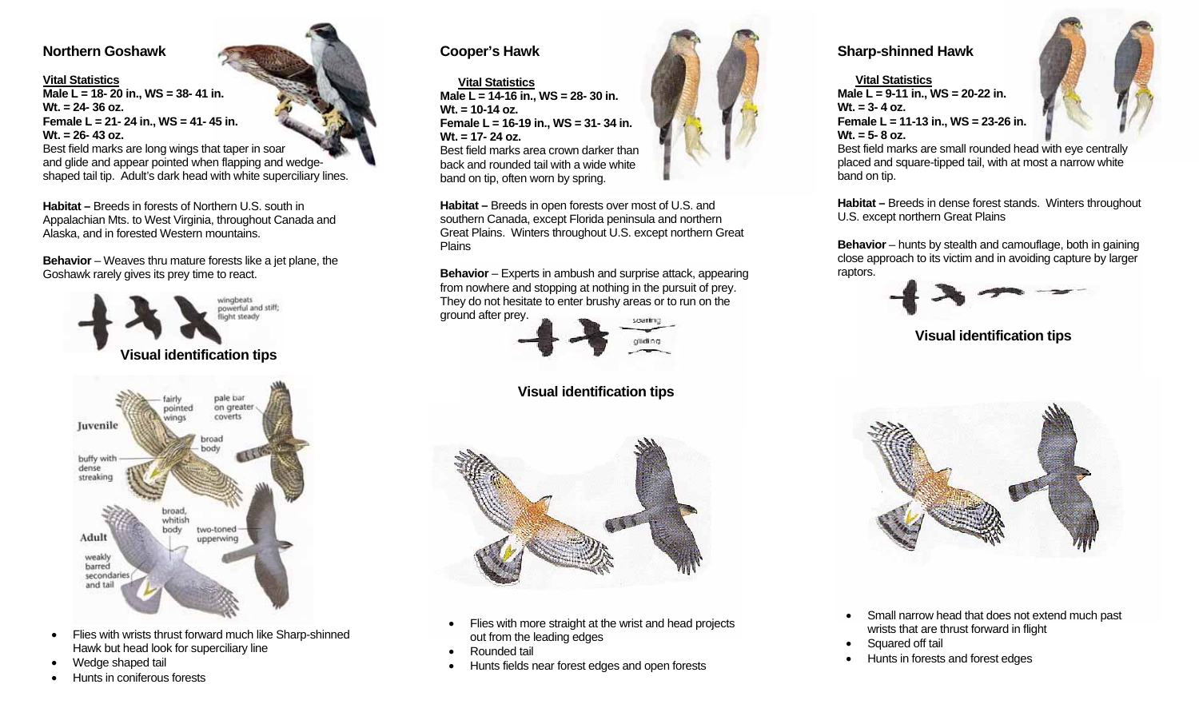## Northern Goshawk

**Vital Statistics**

**Male L = 18- 20 in., WS = 38- 41 in.**
**Wt. = 24- 36 oz.**
**Female L = 21- 24 in., WS = 41- 45 in.**
**Wt. = 26- 43 oz.**

Best field marks are long wings that taper in soar and glide and appear pointed when flapping and wedge-shaped tail tip. Adult's dark head with white superciliary lines.

**Habitat –** Breeds in forests of Northern U.S. south in Appalachian Mts. to West Virginia, throughout Canada and Alaska, and in forested Western mountains.

**Behavior** – Weaves thru mature forests like a jet plane, the Goshawk rarely gives its prey time to react.

wingbeats powerful and stiff; flight steady

**Visual identification tips**

Juvenile
fairly pointed wings
pale bar on greater coverts
broad body
buffy with dense streaking

Adult
broad, whitish body
two-toned upperwing
weakly barred secondaries and tail

- Flies with wrists thrust forward much like Sharp-shinned Hawk but head look for superciliary line
- Wedge shaped tail
- Hunts in coniferous forests

## Cooper's Hawk

**Vital Statistics**

**Male L = 14-16 in., WS = 28- 30 in.**
**Wt. = 10-14 oz.**
**Female L = 16-19 in., WS = 31- 34 in.**
**Wt. = 17- 24 oz.**

Best field marks area crown darker than back and rounded tail with a wide white band on tip, often worn by spring.

**Habitat –** Breeds in open forests over most of U.S. and southern Canada, except Florida peninsula and northern Great Plains. Winters throughout U.S. except northern Great Plains

**Behavior** – Experts in ambush and surprise attack, appearing from nowhere and stopping at nothing in the pursuit of prey. They do not hesitate to enter brushy areas or to run on the ground after prey.

soaring
gliding

**Visual identification tips**

- Flies with more straight at the wrist and head projects out from the leading edges
- Rounded tail
- Hunts fields near forest edges and open forests

## Sharp-shinned Hawk

**Vital Statistics**

**Male L = 9-11 in., WS = 20-22 in.**
**Wt. = 3- 4 oz.**
**Female L = 11-13 in., WS = 23-26 in.**
**Wt. = 5- 8 oz.**

Best field marks are small rounded head with eye centrally placed and square-tipped tail, with at most a narrow white band on tip.

**Habitat –** Breeds in dense forest stands. Winters throughout U.S. except northern Great Plains

**Behavior** – hunts by stealth and camouflage, both in gaining close approach to its victim and in avoiding capture by larger raptors.

**Visual identification tips**

- Small narrow head that does not extend much past wrists that are thrust forward in flight
- Squared off tail
- Hunts in forests and forest edges